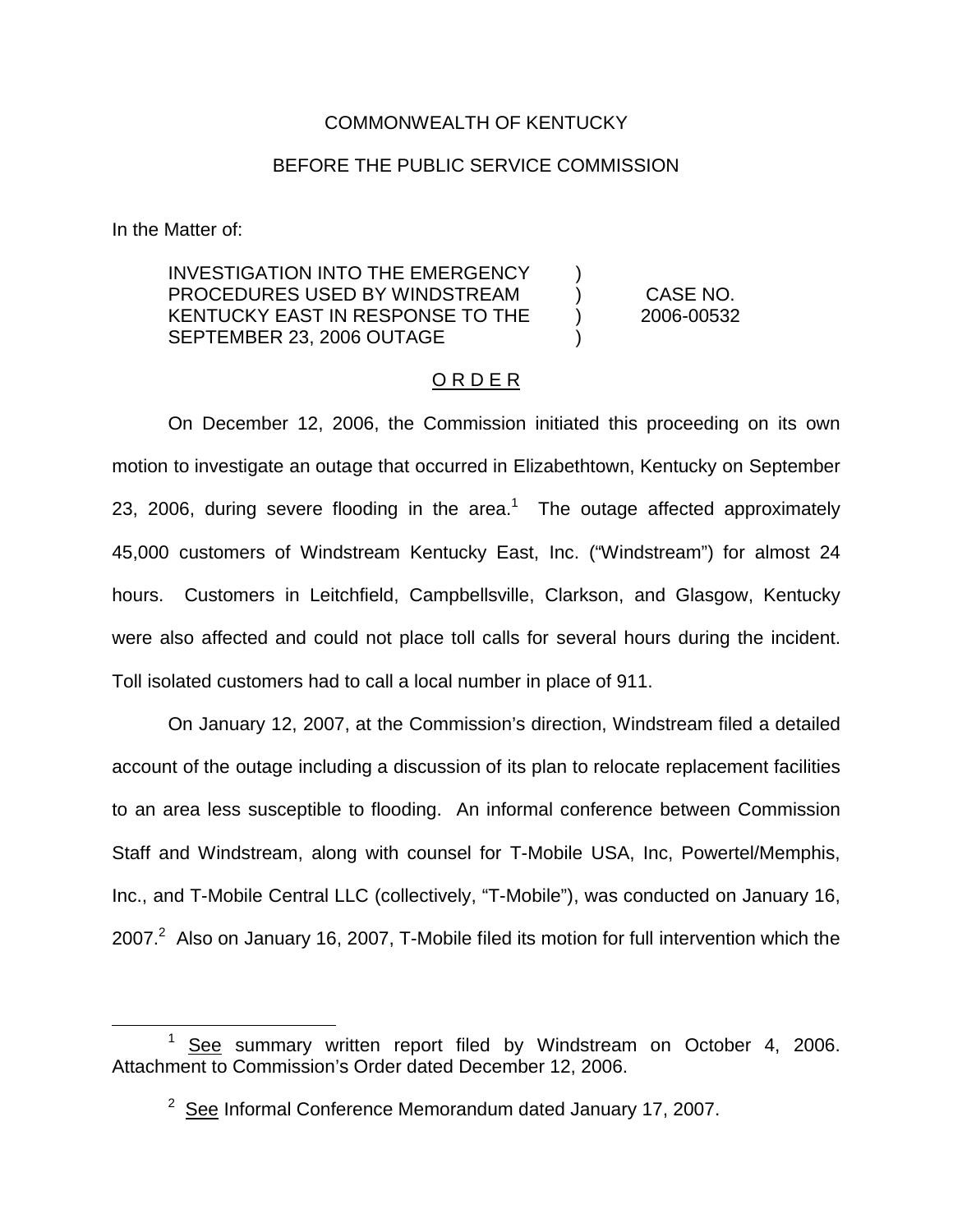COMMONWEALTH OF KENTUCKY

BEFORE THE PUBLIC SERVICE COMMISSION

In the Matter of:

| | | |
|---|---|---|
| INVESTIGATION INTO THE EMERGENCY PROCEDURES USED BY WINDSTREAM KENTUCKY EAST IN RESPONSE TO THE SEPTEMBER 23, 2006 OUTAGE | ) ) ) ) | CASE NO. 2006-00532 |

<u>O R D E R</u>

On December 12, 2006, the Commission initiated this proceeding on its own motion to investigate an outage that occurred in Elizabethtown, Kentucky on September 23, 2006, during severe flooding in the area.[1] The outage affected approximately 45,000 customers of Windstream Kentucky East, Inc. ("Windstream") for almost 24 hours. Customers in Leitchfield, Campbellsville, Clarkson, and Glasgow, Kentucky were also affected and could not place toll calls for several hours during the incident. Toll isolated customers had to call a local number in place of 911.

On January 12, 2007, at the Commission's direction, Windstream filed a detailed account of the outage including a discussion of its plan to relocate replacement facilities to an area less susceptible to flooding. An informal conference between Commission Staff and Windstream, along with counsel for T-Mobile USA, Inc, Powertel/Memphis, Inc., and T-Mobile Central LLC (collectively, "T-Mobile"), was conducted on January 16, 2007.[2] Also on January 16, 2007, T-Mobile filed its motion for full intervention which the

---

[1] <u>See</u> summary written report filed by Windstream on October 4, 2006. Attachment to Commission's Order dated December 12, 2006.

[2] <u>See</u> Informal Conference Memorandum dated January 17, 2007.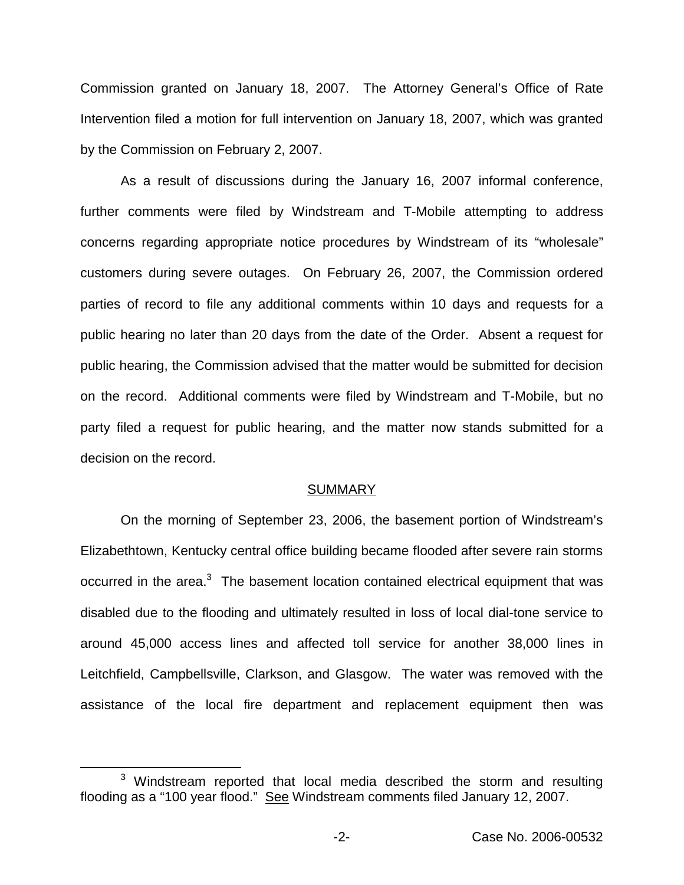Commission granted on January 18, 2007. The Attorney General's Office of Rate Intervention filed a motion for full intervention on January 18, 2007, which was granted by the Commission on February 2, 2007.

As a result of discussions during the January 16, 2007 informal conference, further comments were filed by Windstream and T-Mobile attempting to address concerns regarding appropriate notice procedures by Windstream of its "wholesale" customers during severe outages. On February 26, 2007, the Commission ordered parties of record to file any additional comments within 10 days and requests for a public hearing no later than 20 days from the date of the Order. Absent a request for public hearing, the Commission advised that the matter would be submitted for decision on the record. Additional comments were filed by Windstream and T-Mobile, but no party filed a request for public hearing, and the matter now stands submitted for a decision on the record.

## SUMMARY

On the morning of September 23, 2006, the basement portion of Windstream's Elizabethtown, Kentucky central office building became flooded after severe rain storms occurred in the area.[3] The basement location contained electrical equipment that was disabled due to the flooding and ultimately resulted in loss of local dial-tone service to around 45,000 access lines and affected toll service for another 38,000 lines in Leitchfield, Campbellsville, Clarkson, and Glasgow. The water was removed with the assistance of the local fire department and replacement equipment then was

[3] Windstream reported that local media described the storm and resulting flooding as a "100 year flood." See Windstream comments filed January 12, 2007.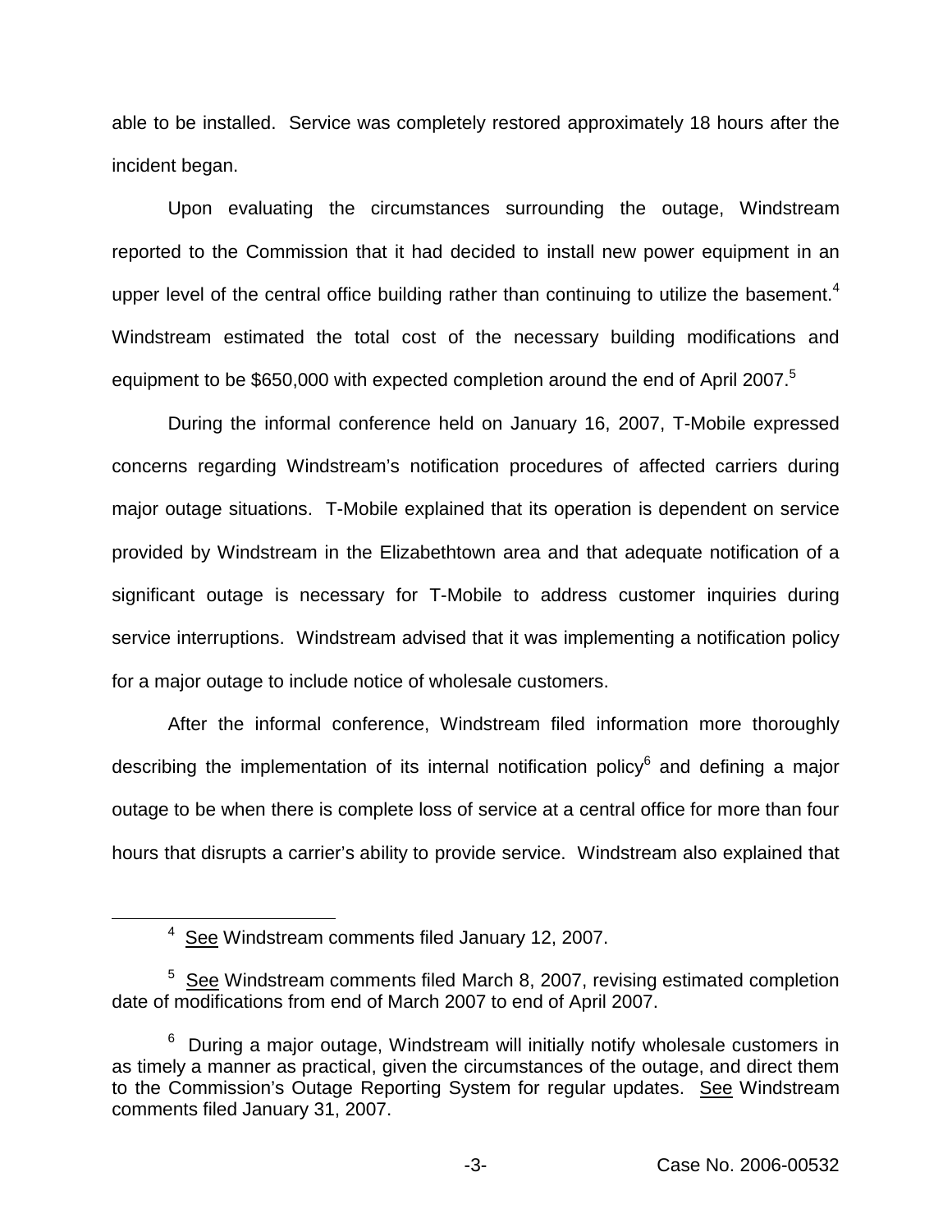able to be installed. Service was completely restored approximately 18 hours after the incident began.

Upon evaluating the circumstances surrounding the outage, Windstream reported to the Commission that it had decided to install new power equipment in an upper level of the central office building rather than continuing to utilize the basement.[4] Windstream estimated the total cost of the necessary building modifications and equipment to be $650,000 with expected completion around the end of April 2007.[5]

During the informal conference held on January 16, 2007, T-Mobile expressed concerns regarding Windstream's notification procedures of affected carriers during major outage situations. T-Mobile explained that its operation is dependent on service provided by Windstream in the Elizabethtown area and that adequate notification of a significant outage is necessary for T-Mobile to address customer inquiries during service interruptions. Windstream advised that it was implementing a notification policy for a major outage to include notice of wholesale customers.

After the informal conference, Windstream filed information more thoroughly describing the implementation of its internal notification policy[6] and defining a major outage to be when there is complete loss of service at a central office for more than four hours that disrupts a carrier's ability to provide service. Windstream also explained that

---

[4] See Windstream comments filed January 12, 2007.

[5] See Windstream comments filed March 8, 2007, revising estimated completion date of modifications from end of March 2007 to end of April 2007.

[6] During a major outage, Windstream will initially notify wholesale customers in as timely a manner as practical, given the circumstances of the outage, and direct them to the Commission's Outage Reporting System for regular updates. See Windstream comments filed January 31, 2007.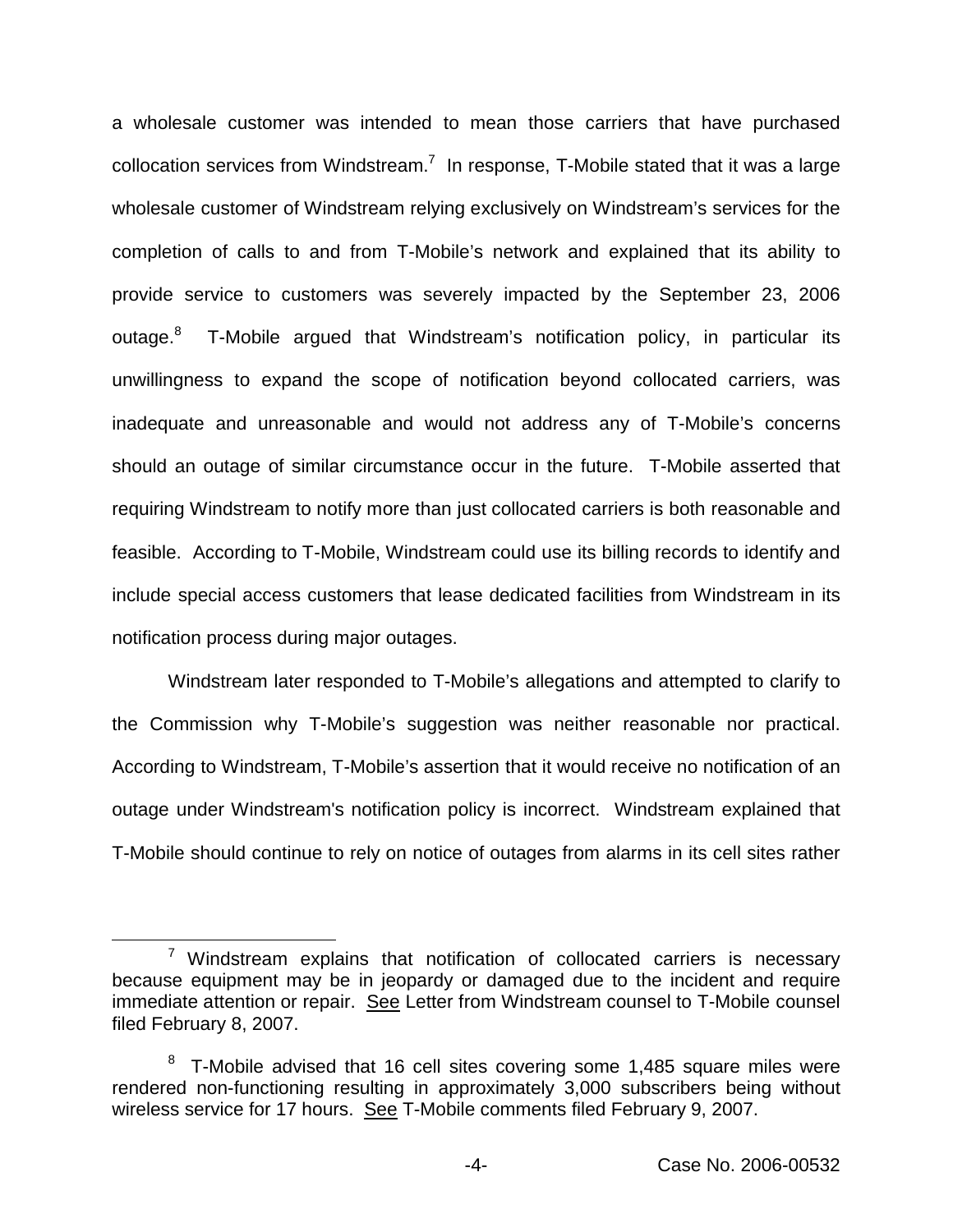a wholesale customer was intended to mean those carriers that have purchased collocation services from Windstream.[7] In response, T-Mobile stated that it was a large wholesale customer of Windstream relying exclusively on Windstream's services for the completion of calls to and from T-Mobile's network and explained that its ability to provide service to customers was severely impacted by the September 23, 2006 outage.[8] T-Mobile argued that Windstream's notification policy, in particular its unwillingness to expand the scope of notification beyond collocated carriers, was inadequate and unreasonable and would not address any of T-Mobile's concerns should an outage of similar circumstance occur in the future. T-Mobile asserted that requiring Windstream to notify more than just collocated carriers is both reasonable and feasible. According to T-Mobile, Windstream could use its billing records to identify and include special access customers that lease dedicated facilities from Windstream in its notification process during major outages.

Windstream later responded to T-Mobile's allegations and attempted to clarify to the Commission why T-Mobile's suggestion was neither reasonable nor practical. According to Windstream, T-Mobile's assertion that it would receive no notification of an outage under Windstream's notification policy is incorrect. Windstream explained that T-Mobile should continue to rely on notice of outages from alarms in its cell sites rather

---

[7] Windstream explains that notification of collocated carriers is necessary because equipment may be in jeopardy or damaged due to the incident and require immediate attention or repair. See Letter from Windstream counsel to T-Mobile counsel filed February 8, 2007.

[8] T-Mobile advised that 16 cell sites covering some 1,485 square miles were rendered non-functioning resulting in approximately 3,000 subscribers being without wireless service for 17 hours. See T-Mobile comments filed February 9, 2007.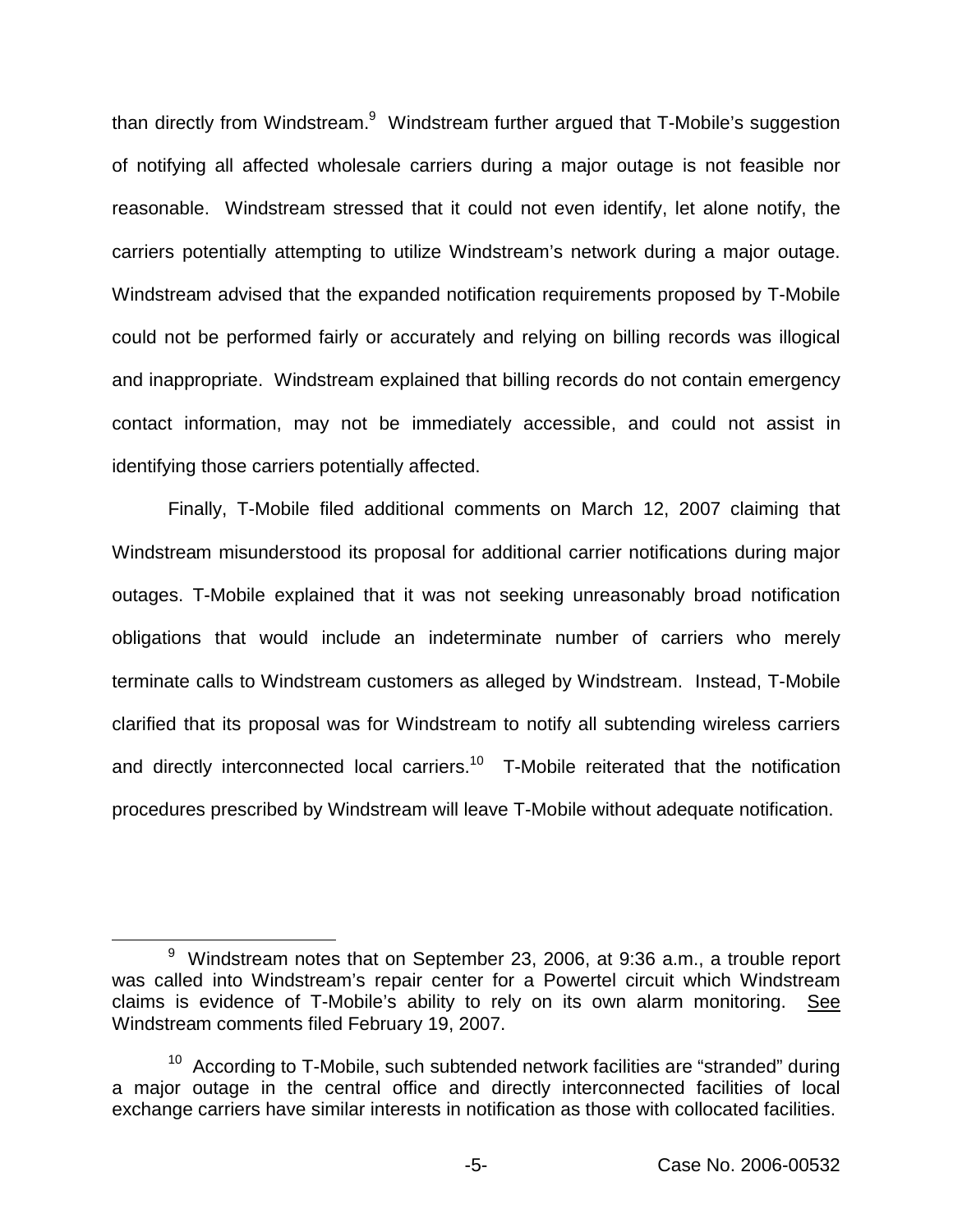than directly from Windstream.[9] Windstream further argued that T-Mobile's suggestion of notifying all affected wholesale carriers during a major outage is not feasible nor reasonable. Windstream stressed that it could not even identify, let alone notify, the carriers potentially attempting to utilize Windstream's network during a major outage. Windstream advised that the expanded notification requirements proposed by T-Mobile could not be performed fairly or accurately and relying on billing records was illogical and inappropriate. Windstream explained that billing records do not contain emergency contact information, may not be immediately accessible, and could not assist in identifying those carriers potentially affected.

Finally, T-Mobile filed additional comments on March 12, 2007 claiming that Windstream misunderstood its proposal for additional carrier notifications during major outages. T-Mobile explained that it was not seeking unreasonably broad notification obligations that would include an indeterminate number of carriers who merely terminate calls to Windstream customers as alleged by Windstream. Instead, T-Mobile clarified that its proposal was for Windstream to notify all subtending wireless carriers and directly interconnected local carriers.[10] T-Mobile reiterated that the notification procedures prescribed by Windstream will leave T-Mobile without adequate notification.

---

[9] Windstream notes that on September 23, 2006, at 9:36 a.m., a trouble report was called into Windstream's repair center for a Powertel circuit which Windstream claims is evidence of T-Mobile's ability to rely on its own alarm monitoring. See Windstream comments filed February 19, 2007.

[10] According to T-Mobile, such subtended network facilities are "stranded" during a major outage in the central office and directly interconnected facilities of local exchange carriers have similar interests in notification as those with collocated facilities.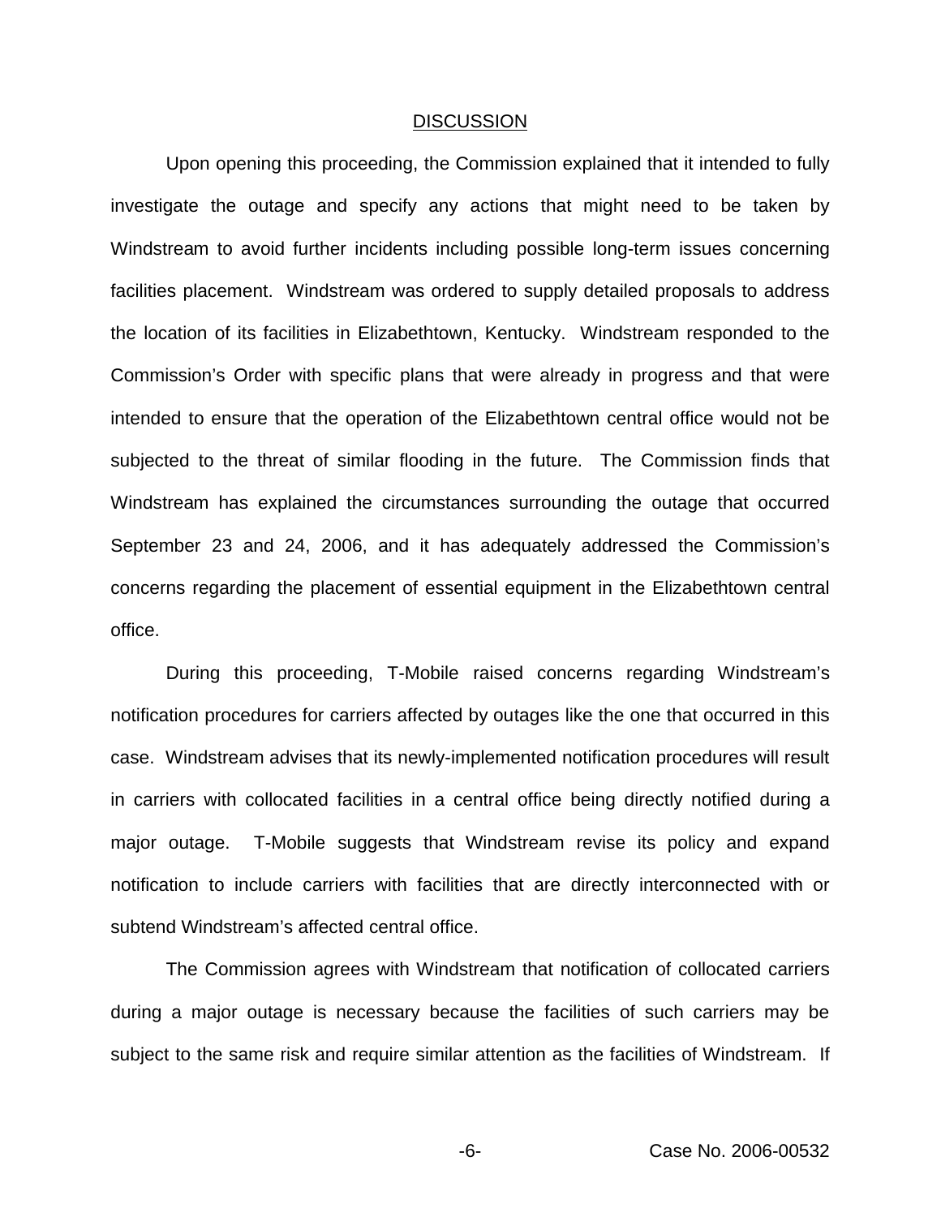## DISCUSSION

Upon opening this proceeding, the Commission explained that it intended to fully investigate the outage and specify any actions that might need to be taken by Windstream to avoid further incidents including possible long-term issues concerning facilities placement. Windstream was ordered to supply detailed proposals to address the location of its facilities in Elizabethtown, Kentucky. Windstream responded to the Commission's Order with specific plans that were already in progress and that were intended to ensure that the operation of the Elizabethtown central office would not be subjected to the threat of similar flooding in the future. The Commission finds that Windstream has explained the circumstances surrounding the outage that occurred September 23 and 24, 2006, and it has adequately addressed the Commission's concerns regarding the placement of essential equipment in the Elizabethtown central office.

During this proceeding, T-Mobile raised concerns regarding Windstream's notification procedures for carriers affected by outages like the one that occurred in this case. Windstream advises that its newly-implemented notification procedures will result in carriers with collocated facilities in a central office being directly notified during a major outage. T-Mobile suggests that Windstream revise its policy and expand notification to include carriers with facilities that are directly interconnected with or subtend Windstream's affected central office.

The Commission agrees with Windstream that notification of collocated carriers during a major outage is necessary because the facilities of such carriers may be subject to the same risk and require similar attention as the facilities of Windstream. If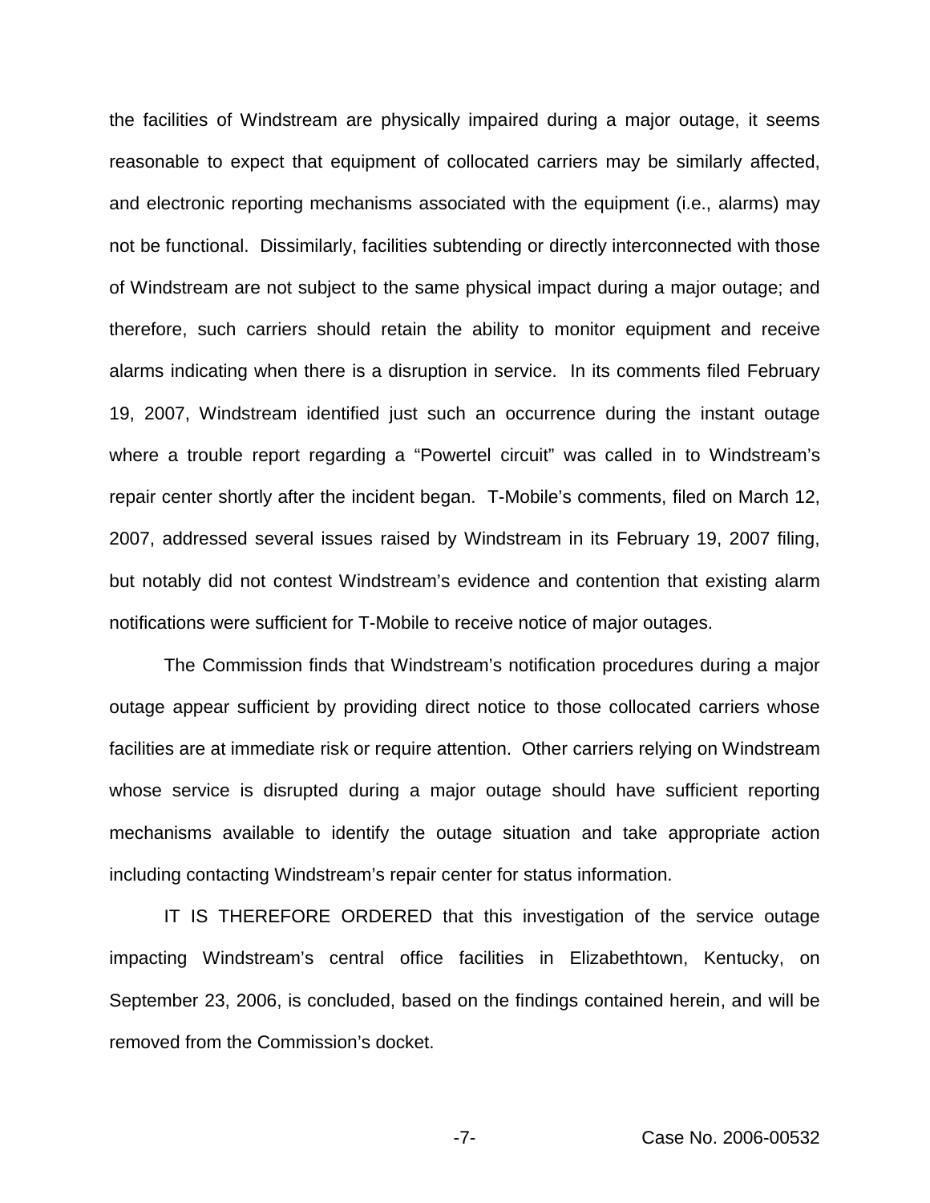the facilities of Windstream are physically impaired during a major outage, it seems reasonable to expect that equipment of collocated carriers may be similarly affected, and electronic reporting mechanisms associated with the equipment (i.e., alarms) may not be functional. Dissimilarly, facilities subtending or directly interconnected with those of Windstream are not subject to the same physical impact during a major outage; and therefore, such carriers should retain the ability to monitor equipment and receive alarms indicating when there is a disruption in service. In its comments filed February 19, 2007, Windstream identified just such an occurrence during the instant outage where a trouble report regarding a "Powertel circuit" was called in to Windstream's repair center shortly after the incident began. T-Mobile's comments, filed on March 12, 2007, addressed several issues raised by Windstream in its February 19, 2007 filing, but notably did not contest Windstream's evidence and contention that existing alarm notifications were sufficient for T-Mobile to receive notice of major outages.

The Commission finds that Windstream's notification procedures during a major outage appear sufficient by providing direct notice to those collocated carriers whose facilities are at immediate risk or require attention. Other carriers relying on Windstream whose service is disrupted during a major outage should have sufficient reporting mechanisms available to identify the outage situation and take appropriate action including contacting Windstream's repair center for status information.

IT IS THEREFORE ORDERED that this investigation of the service outage impacting Windstream's central office facilities in Elizabethtown, Kentucky, on September 23, 2006, is concluded, based on the findings contained herein, and will be removed from the Commission's docket.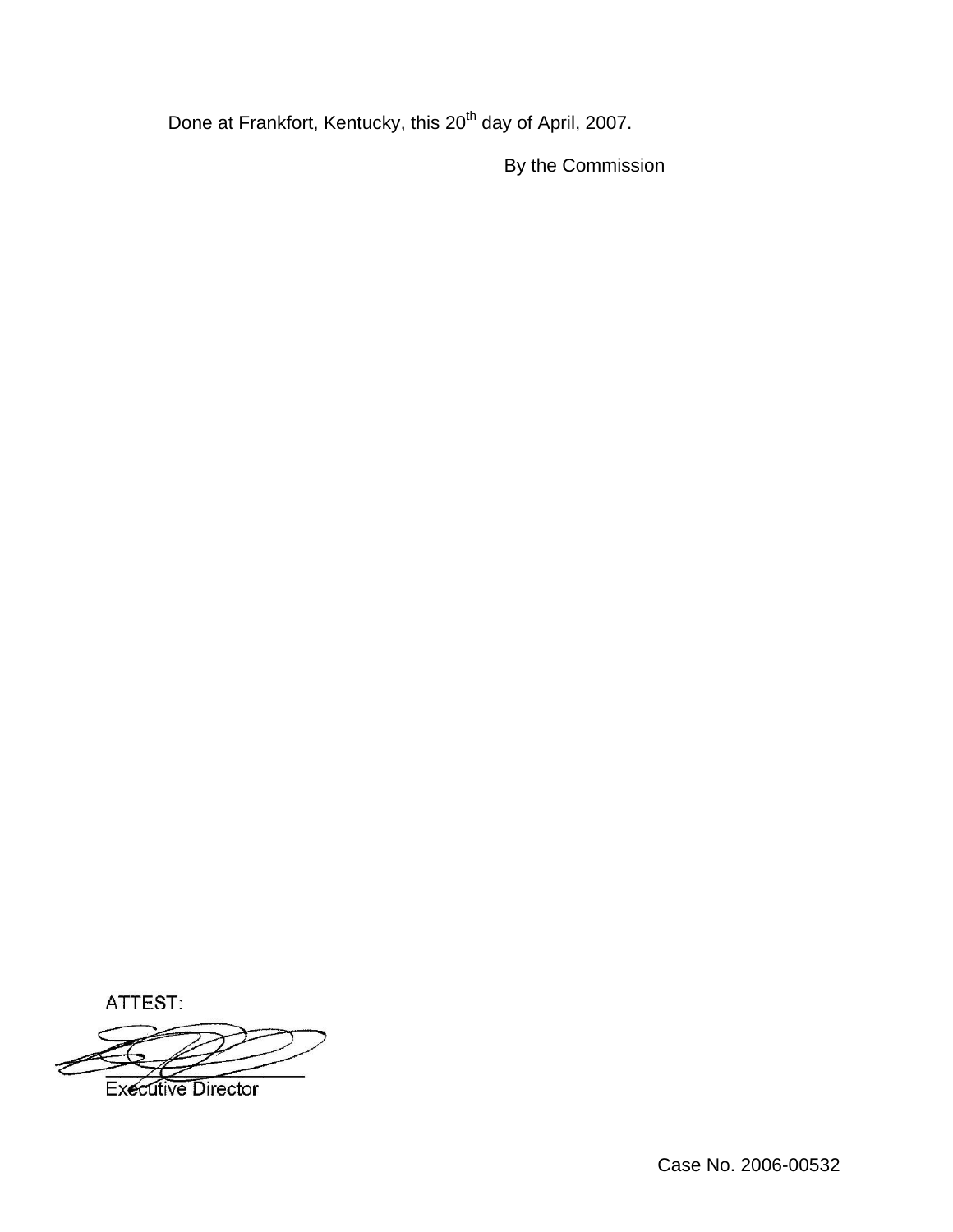Done at Frankfort, Kentucky, this 20th day of April, 2007.

By the Commission

ATTEST:

Executive Director

Case No. 2006-00532